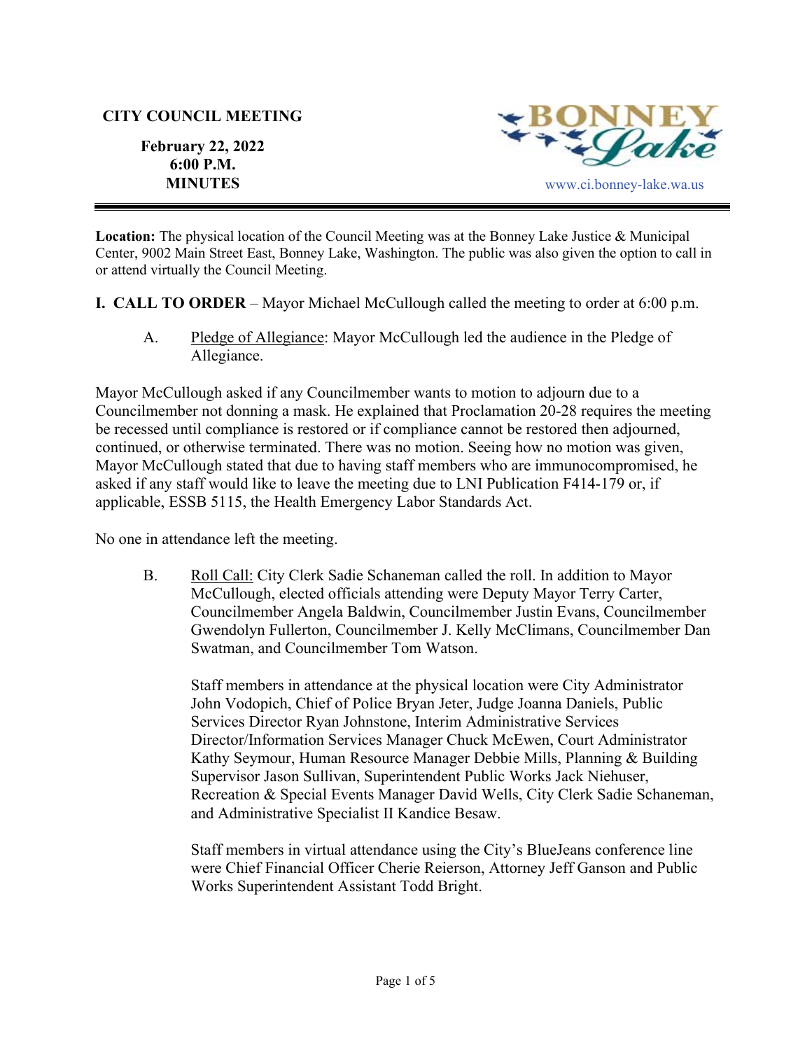**CITY COUNCIL MEETING**

**February 22, 2022**
**6:00 P.M.**
**MINUTES**

www.ci.bonney-lake.wa.us

**Location:** The physical location of the Council Meeting was at the Bonney Lake Justice & Municipal Center, 9002 Main Street East, Bonney Lake, Washington. The public was also given the option to call in or attend virtually the Council Meeting.

**I. CALL TO ORDER** – Mayor Michael McCullough called the meeting to order at 6:00 p.m.

A. Pledge of Allegiance: Mayor McCullough led the audience in the Pledge of Allegiance.

Mayor McCullough asked if any Councilmember wants to motion to adjourn due to a Councilmember not donning a mask. He explained that Proclamation 20-28 requires the meeting be recessed until compliance is restored or if compliance cannot be restored then adjourned, continued, or otherwise terminated. There was no motion. Seeing how no motion was given, Mayor McCullough stated that due to having staff members who are immunocompromised, he asked if any staff would like to leave the meeting due to LNI Publication F414-179 or, if applicable, ESSB 5115, the Health Emergency Labor Standards Act.

No one in attendance left the meeting.

B. Roll Call: City Clerk Sadie Schaneman called the roll. In addition to Mayor McCullough, elected officials attending were Deputy Mayor Terry Carter, Councilmember Angela Baldwin, Councilmember Justin Evans, Councilmember Gwendolyn Fullerton, Councilmember J. Kelly McClimans, Councilmember Dan Swatman, and Councilmember Tom Watson.

Staff members in attendance at the physical location were City Administrator John Vodopich, Chief of Police Bryan Jeter, Judge Joanna Daniels, Public Services Director Ryan Johnstone, Interim Administrative Services Director/Information Services Manager Chuck McEwen, Court Administrator Kathy Seymour, Human Resource Manager Debbie Mills, Planning & Building Supervisor Jason Sullivan, Superintendent Public Works Jack Niehuser, Recreation & Special Events Manager David Wells, City Clerk Sadie Schaneman, and Administrative Specialist II Kandice Besaw.

Staff members in virtual attendance using the City's BlueJeans conference line were Chief Financial Officer Cherie Reierson, Attorney Jeff Ganson and Public Works Superintendent Assistant Todd Bright.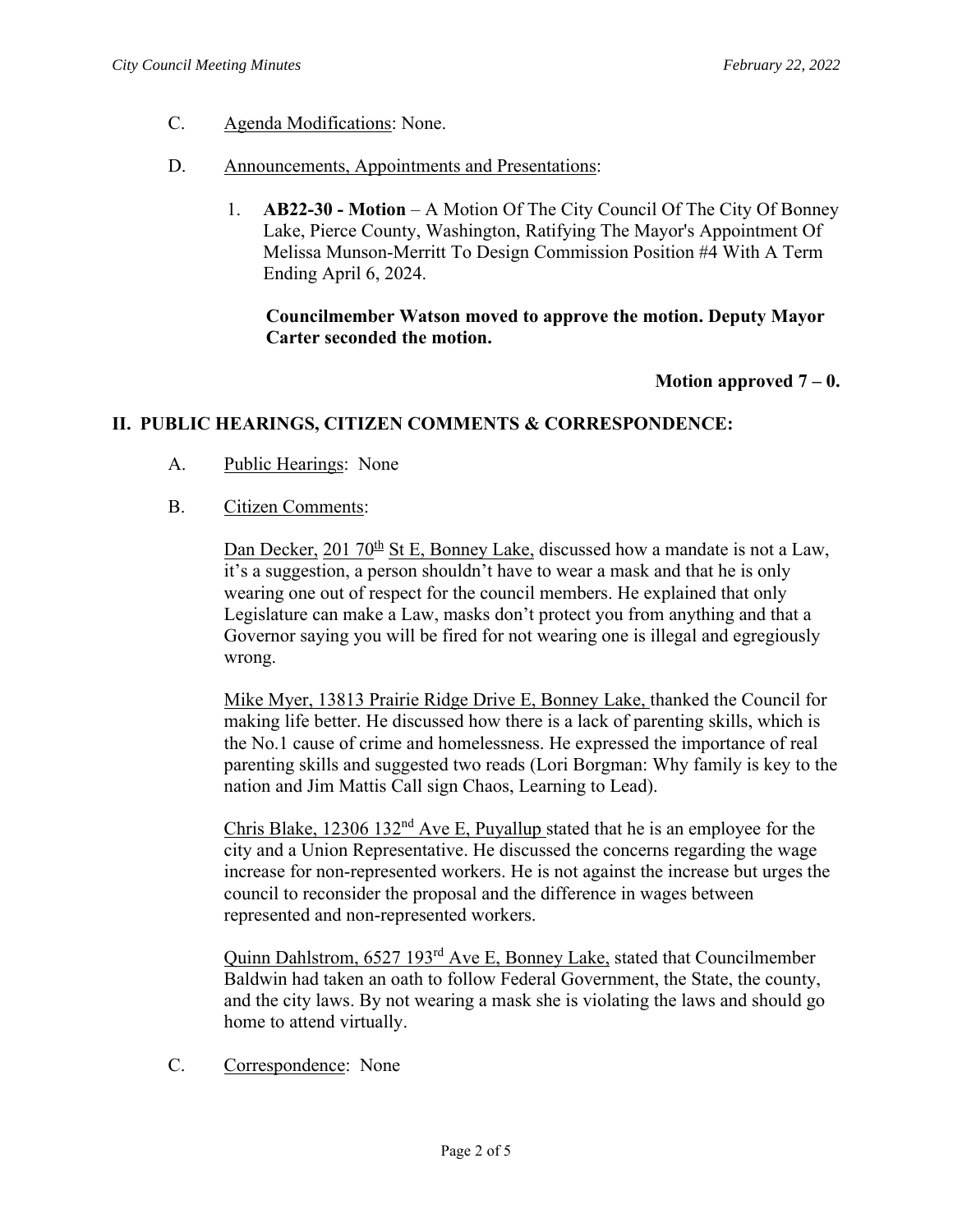C. Agenda Modifications: None.

D. Announcements, Appointments and Presentations:

1. **AB22-30 - Motion** – A Motion Of The City Council Of The City Of Bonney Lake, Pierce County, Washington, Ratifying The Mayor's Appointment Of Melissa Munson-Merritt To Design Commission Position #4 With A Term Ending April 6, 2024.

   **Councilmember Watson moved to approve the motion. Deputy Mayor Carter seconded the motion.**

   **Motion approved 7 – 0.**

## II. PUBLIC HEARINGS, CITIZEN COMMENTS & CORRESPONDENCE:

A. Public Hearings: None

B. Citizen Comments:

Dan Decker, 201 70th St E, Bonney Lake, discussed how a mandate is not a Law, it's a suggestion, a person shouldn't have to wear a mask and that he is only wearing one out of respect for the council members. He explained that only Legislature can make a Law, masks don't protect you from anything and that a Governor saying you will be fired for not wearing one is illegal and egregiously wrong.

Mike Myer, 13813 Prairie Ridge Drive E, Bonney Lake, thanked the Council for making life better. He discussed how there is a lack of parenting skills, which is the No.1 cause of crime and homelessness. He expressed the importance of real parenting skills and suggested two reads (Lori Borgman: Why family is key to the nation and Jim Mattis Call sign Chaos, Learning to Lead).

Chris Blake, 12306 132nd Ave E, Puyallup stated that he is an employee for the city and a Union Representative. He discussed the concerns regarding the wage increase for non-represented workers. He is not against the increase but urges the council to reconsider the proposal and the difference in wages between represented and non-represented workers.

Quinn Dahlstrom, 6527 193rd Ave E, Bonney Lake, stated that Councilmember Baldwin had taken an oath to follow Federal Government, the State, the county, and the city laws. By not wearing a mask she is violating the laws and should go home to attend virtually.

C. Correspondence: None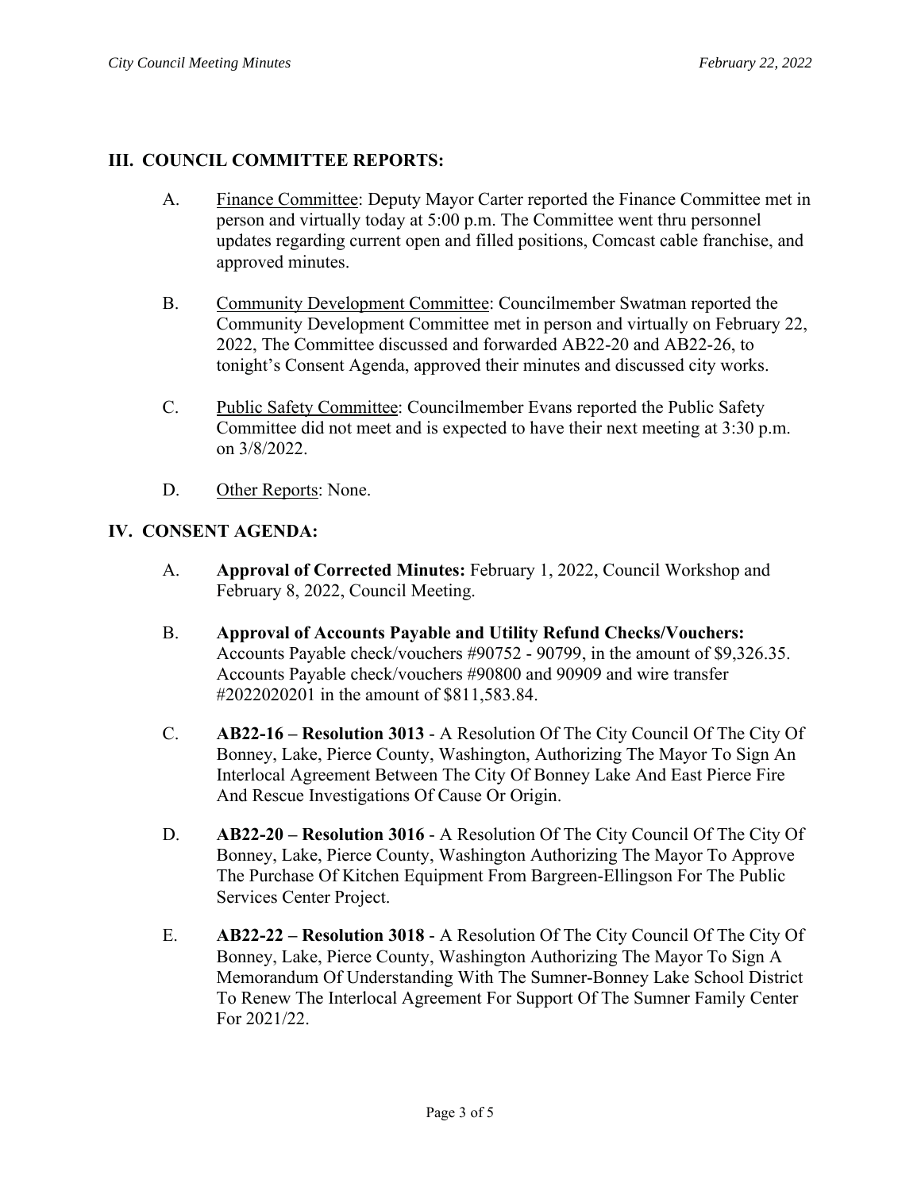## III. COUNCIL COMMITTEE REPORTS:

A. Finance Committee: Deputy Mayor Carter reported the Finance Committee met in person and virtually today at 5:00 p.m. The Committee went thru personnel updates regarding current open and filled positions, Comcast cable franchise, and approved minutes.

B. Community Development Committee: Councilmember Swatman reported the Community Development Committee met in person and virtually on February 22, 2022, The Committee discussed and forwarded AB22-20 and AB22-26, to tonight's Consent Agenda, approved their minutes and discussed city works.

C. Public Safety Committee: Councilmember Evans reported the Public Safety Committee did not meet and is expected to have their next meeting at 3:30 p.m. on 3/8/2022.

D. Other Reports: None.

## IV. CONSENT AGENDA:

A. **Approval of Corrected Minutes:** February 1, 2022, Council Workshop and February 8, 2022, Council Meeting.

B. **Approval of Accounts Payable and Utility Refund Checks/Vouchers:** Accounts Payable check/vouchers #90752 - 90799, in the amount of $9,326.35. Accounts Payable check/vouchers #90800 and 90909 and wire transfer #2022020201 in the amount of $811,583.84.

C. **AB22-16 – Resolution 3013** - A Resolution Of The City Council Of The City Of Bonney, Lake, Pierce County, Washington, Authorizing The Mayor To Sign An Interlocal Agreement Between The City Of Bonney Lake And East Pierce Fire And Rescue Investigations Of Cause Or Origin.

D. **AB22-20 – Resolution 3016** - A Resolution Of The City Council Of The City Of Bonney, Lake, Pierce County, Washington Authorizing The Mayor To Approve The Purchase Of Kitchen Equipment From Bargreen-Ellingson For The Public Services Center Project.

E. **AB22-22 – Resolution 3018** - A Resolution Of The City Council Of The City Of Bonney, Lake, Pierce County, Washington Authorizing The Mayor To Sign A Memorandum Of Understanding With The Sumner-Bonney Lake School District To Renew The Interlocal Agreement For Support Of The Sumner Family Center For 2021/22.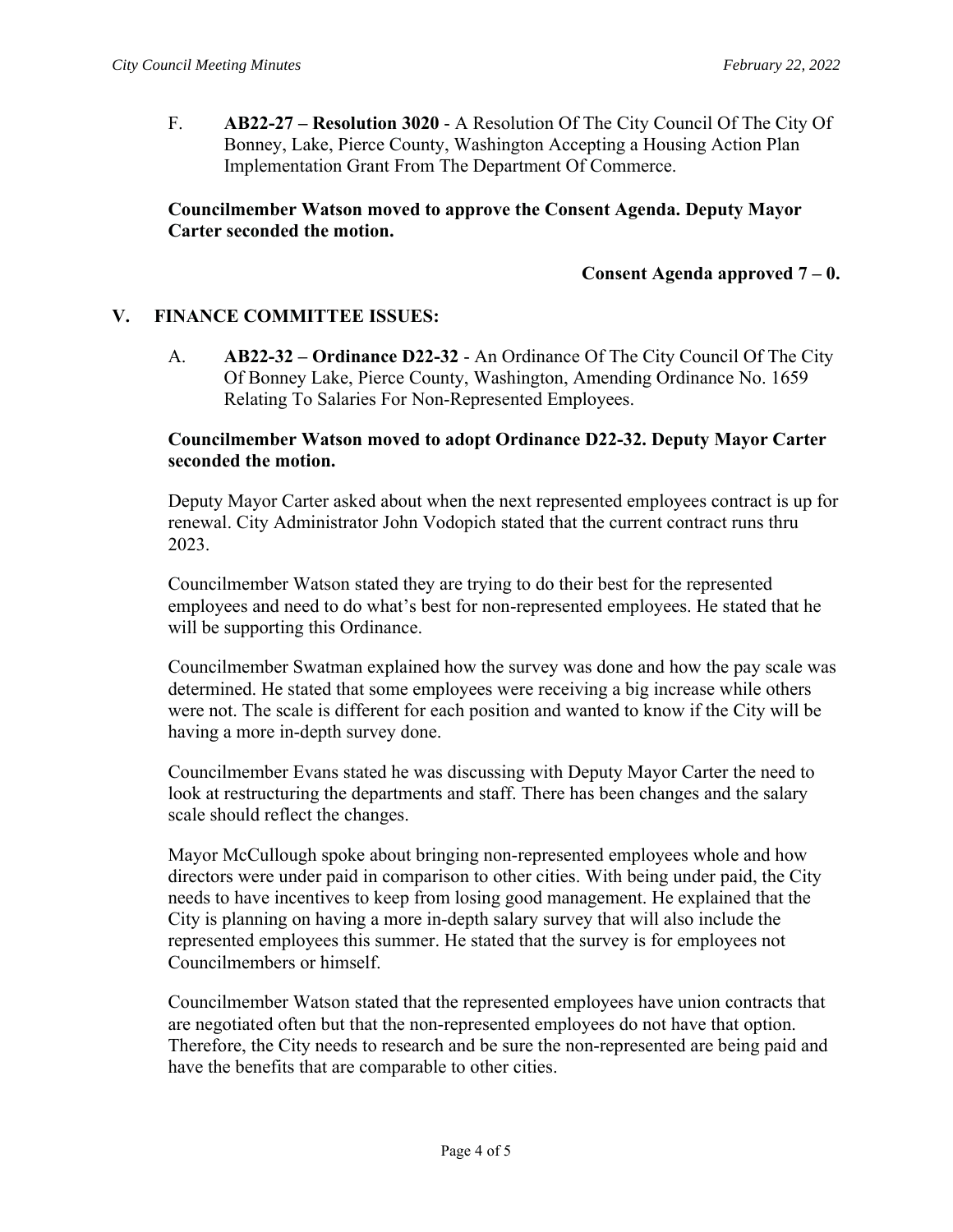F. **AB22-27 – Resolution 3020** - A Resolution Of The City Council Of The City Of Bonney, Lake, Pierce County, Washington Accepting a Housing Action Plan Implementation Grant From The Department Of Commerce.

**Councilmember Watson moved to approve the Consent Agenda. Deputy Mayor Carter seconded the motion.**

**Consent Agenda approved 7 – 0.**

## V. FINANCE COMMITTEE ISSUES:

A. **AB22-32 – Ordinance D22-32** - An Ordinance Of The City Council Of The City Of Bonney Lake, Pierce County, Washington, Amending Ordinance No. 1659 Relating To Salaries For Non-Represented Employees.

**Councilmember Watson moved to adopt Ordinance D22-32. Deputy Mayor Carter seconded the motion.**

Deputy Mayor Carter asked about when the next represented employees contract is up for renewal. City Administrator John Vodopich stated that the current contract runs thru 2023.

Councilmember Watson stated they are trying to do their best for the represented employees and need to do what's best for non-represented employees. He stated that he will be supporting this Ordinance.

Councilmember Swatman explained how the survey was done and how the pay scale was determined. He stated that some employees were receiving a big increase while others were not. The scale is different for each position and wanted to know if the City will be having a more in-depth survey done.

Councilmember Evans stated he was discussing with Deputy Mayor Carter the need to look at restructuring the departments and staff. There has been changes and the salary scale should reflect the changes.

Mayor McCullough spoke about bringing non-represented employees whole and how directors were under paid in comparison to other cities. With being under paid, the City needs to have incentives to keep from losing good management. He explained that the City is planning on having a more in-depth salary survey that will also include the represented employees this summer. He stated that the survey is for employees not Councilmembers or himself.

Councilmember Watson stated that the represented employees have union contracts that are negotiated often but that the non-represented employees do not have that option. Therefore, the City needs to research and be sure the non-represented are being paid and have the benefits that are comparable to other cities.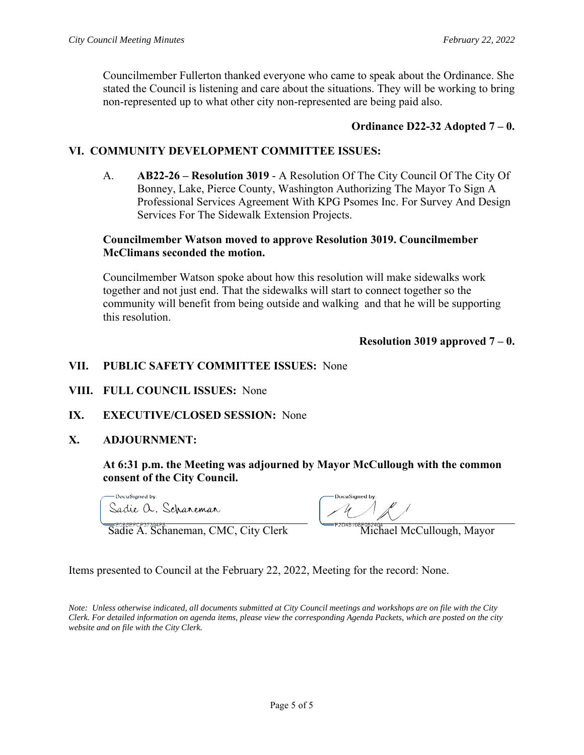Councilmember Fullerton thanked everyone who came to speak about the Ordinance. She stated the Council is listening and care about the situations. They will be working to bring non-represented up to what other city non-represented are being paid also.

**Ordinance D22-32 Adopted 7 – 0.**

## VI. COMMUNITY DEVELOPMENT COMMITTEE ISSUES:

A. **AB22-26 – Resolution 3019** - A Resolution Of The City Council Of The City Of Bonney, Lake, Pierce County, Washington Authorizing The Mayor To Sign A Professional Services Agreement With KPG Psomes Inc. For Survey And Design Services For The Sidewalk Extension Projects.

**Councilmember Watson moved to approve Resolution 3019. Councilmember McClimans seconded the motion.**

Councilmember Watson spoke about how this resolution will make sidewalks work together and not just end. That the sidewalks will start to connect together so the community will benefit from being outside and walking and that he will be supporting this resolution.

**Resolution 3019 approved 7 – 0.**

## VII. PUBLIC SAFETY COMMITTEE ISSUES: None

## VIII. FULL COUNCIL ISSUES: None

## IX. EXECUTIVE/CLOSED SESSION: None

## X. ADJOURNMENT:

**At 6:31 p.m. the Meeting was adjourned by Mayor McCullough with the common consent of the City Council.**

DocuSigned by:
Sadie A. Schaneman
E0B3EFCF37334F8
Sadie A. Schaneman, CMC, City Clerk

DocuSigned by:
F2D45108E052404
Michael McCullough, Mayor

Items presented to Council at the February 22, 2022, Meeting for the record: None.

*Note: Unless otherwise indicated, all documents submitted at City Council meetings and workshops are on file with the City Clerk. For detailed information on agenda items, please view the corresponding Agenda Packets, which are posted on the city website and on file with the City Clerk.*